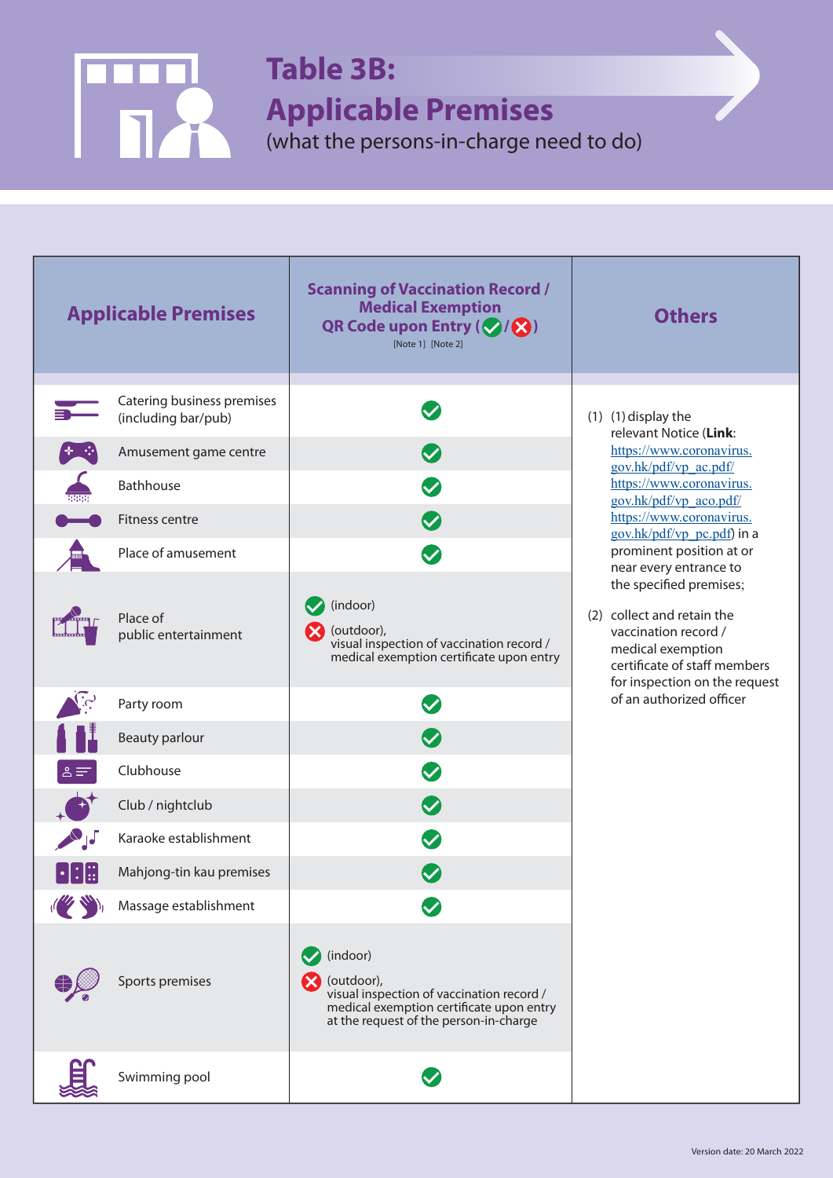# Table 3B: Applicable Premises

(what the persons-in-charge need to do)

| Applicable Premises | Scanning of Vaccination Record / Medical Exemption QR Code upon Entry (✓/✗) [Note 1] [Note 2] | Others |
|---|---|---|
| Catering business premises (including bar/pub) | ✓ | (1) (1) display the relevant Notice (**Link**: https://www.coronavirus.gov.hk/pdf/vp_ac.pdf/ https://www.coronavirus.gov.hk/pdf/vp_aco.pdf/ https://www.coronavirus.gov.hk/pdf/vp_pc.pdf) in a prominent position at or near every entrance to the specified premises; (2) collect and retain the vaccination record / medical exemption certificate of staff members for inspection on the request of an authorized officer |
| Amusement game centre | ✓ | |
| Bathhouse | ✓ | |
| Fitness centre | ✓ | |
| Place of amusement | ✓ | |
| Place of public entertainment | ✓ (indoor) ✗ (outdoor), visual inspection of vaccination record / medical exemption certificate upon entry | |
| Party room | ✓ | |
| Beauty parlour | ✓ | |
| Clubhouse | ✓ | |
| Club / nightclub | ✓ | |
| Karaoke establishment | ✓ | |
| Mahjong-tin kau premises | ✓ | |
| Massage establishment | ✓ | |
| Sports premises | ✓ (indoor) ✗ (outdoor), visual inspection of vaccination record / medical exemption certificate upon entry at the request of the person-in-charge | |
| Swimming pool | ✓ | |

Version date: 20 March 2022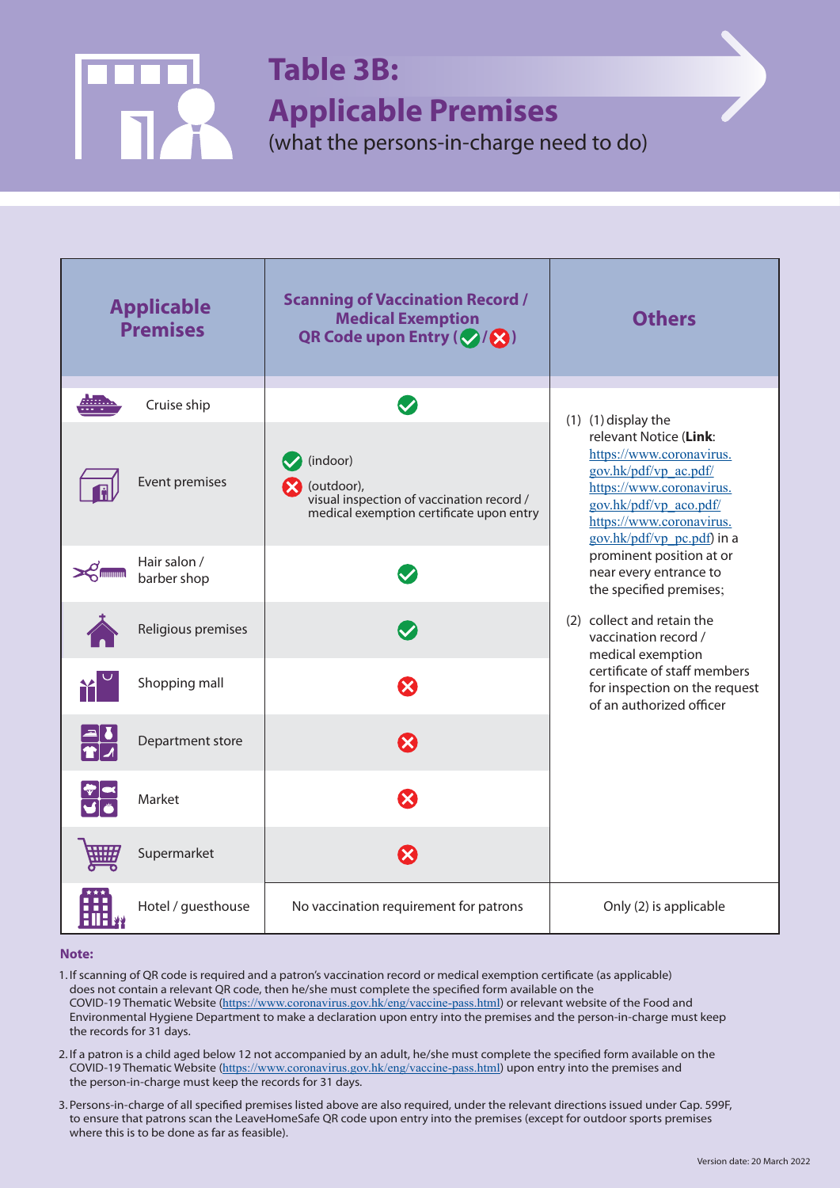# Table 3B: Applicable Premises

(what the persons-in-charge need to do)

| Applicable Premises | Scanning of Vaccination Record / Medical Exemption QR Code upon Entry (✔/✖) | Others |
|---|---|---|
| Cruise ship | ✔ | (1) (1) display the relevant Notice (**Link**: https://www.coronavirus.gov.hk/pdf/vp_ac.pdf/ https://www.coronavirus.gov.hk/pdf/vp_aco.pdf/ https://www.coronavirus.gov.hk/pdf/vp_pc.pdf) in a prominent position at or near every entrance to the specified premises;<br>(2) collect and retain the vaccination record / medical exemption certificate of staff members for inspection on the request of an authorized officer |
| Event premises | ✔ (indoor)<br>✖ (outdoor), visual inspection of vaccination record / medical exemption certificate upon entry | |
| Hair salon / barber shop | ✔ | |
| Religious premises | ✔ | |
| Shopping mall | ✖ | |
| Department store | ✖ | |
| Market | ✖ | |
| Supermarket | ✖ | |
| Hotel / guesthouse | No vaccination requirement for patrons | Only (2) is applicable |

**Note:**

1. If scanning of QR code is required and a patron's vaccination record or medical exemption certificate (as applicable) does not contain a relevant QR code, then he/she must complete the specified form available on the COVID-19 Thematic Website (https://www.coronavirus.gov.hk/eng/vaccine-pass.html) or relevant website of the Food and Environmental Hygiene Department to make a declaration upon entry into the premises and the person-in-charge must keep the records for 31 days.
2. If a patron is a child aged below 12 not accompanied by an adult, he/she must complete the specified form available on the COVID-19 Thematic Website (https://www.coronavirus.gov.hk/eng/vaccine-pass.html) upon entry into the premises and the person-in-charge must keep the records for 31 days.
3. Persons-in-charge of all specified premises listed above are also required, under the relevant directions issued under Cap. 599F, to ensure that patrons scan the LeaveHomeSafe QR code upon entry into the premises (except for outdoor sports premises where this is to be done as far as feasible).

Version date: 20 March 2022